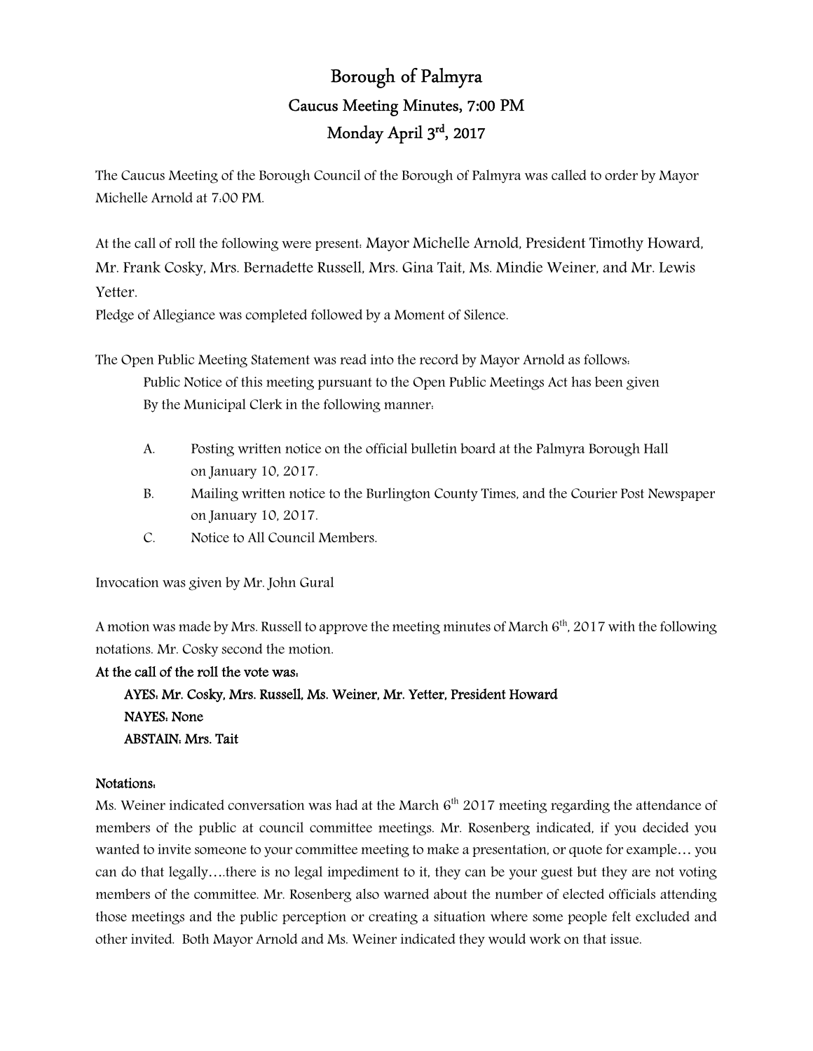# Borough of Palmyra

## Caucus Meeting Minutes, 7:00 PM

## Monday April 3rd, 2017

The Caucus Meeting of the Borough Council of the Borough of Palmyra was called to order by Mayor Michelle Arnold at 7:00 PM.

At the call of roll the following were present: Mayor Michelle Arnold, President Timothy Howard, Mr. Frank Cosky, Mrs. Bernadette Russell, Mrs. Gina Tait, Ms. Mindie Weiner, and Mr. Lewis Yetter.

Pledge of Allegiance was completed followed by a Moment of Silence.

The Open Public Meeting Statement was read into the record by Mayor Arnold as follows:

Public Notice of this meeting pursuant to the Open Public Meetings Act has been given By the Municipal Clerk in the following manner:

A. Posting written notice on the official bulletin board at the Palmyra Borough Hall on January 10, 2017.

B. Mailing written notice to the Burlington County Times, and the Courier Post Newspaper on January 10, 2017.

C. Notice to All Council Members.

Invocation was given by Mr. John Gural

A motion was made by Mrs. Russell to approve the meeting minutes of March 6th, 2017 with the following notations. Mr. Cosky second the motion.

**At the call of the roll the vote was:**

**AYES: Mr. Cosky, Mrs. Russell, Ms. Weiner, Mr. Yetter, President Howard**

**NAYES: None**

**ABSTAIN: Mrs. Tait**

**Notations:**

Ms. Weiner indicated conversation was had at the March 6th 2017 meeting regarding the attendance of members of the public at council committee meetings. Mr. Rosenberg indicated, if you decided you wanted to invite someone to your committee meeting to make a presentation, or quote for example… you can do that legally….there is no legal impediment to it, they can be your guest but they are not voting members of the committee. Mr. Rosenberg also warned about the number of elected officials attending those meetings and the public perception or creating a situation where some people felt excluded and other invited. Both Mayor Arnold and Ms. Weiner indicated they would work on that issue.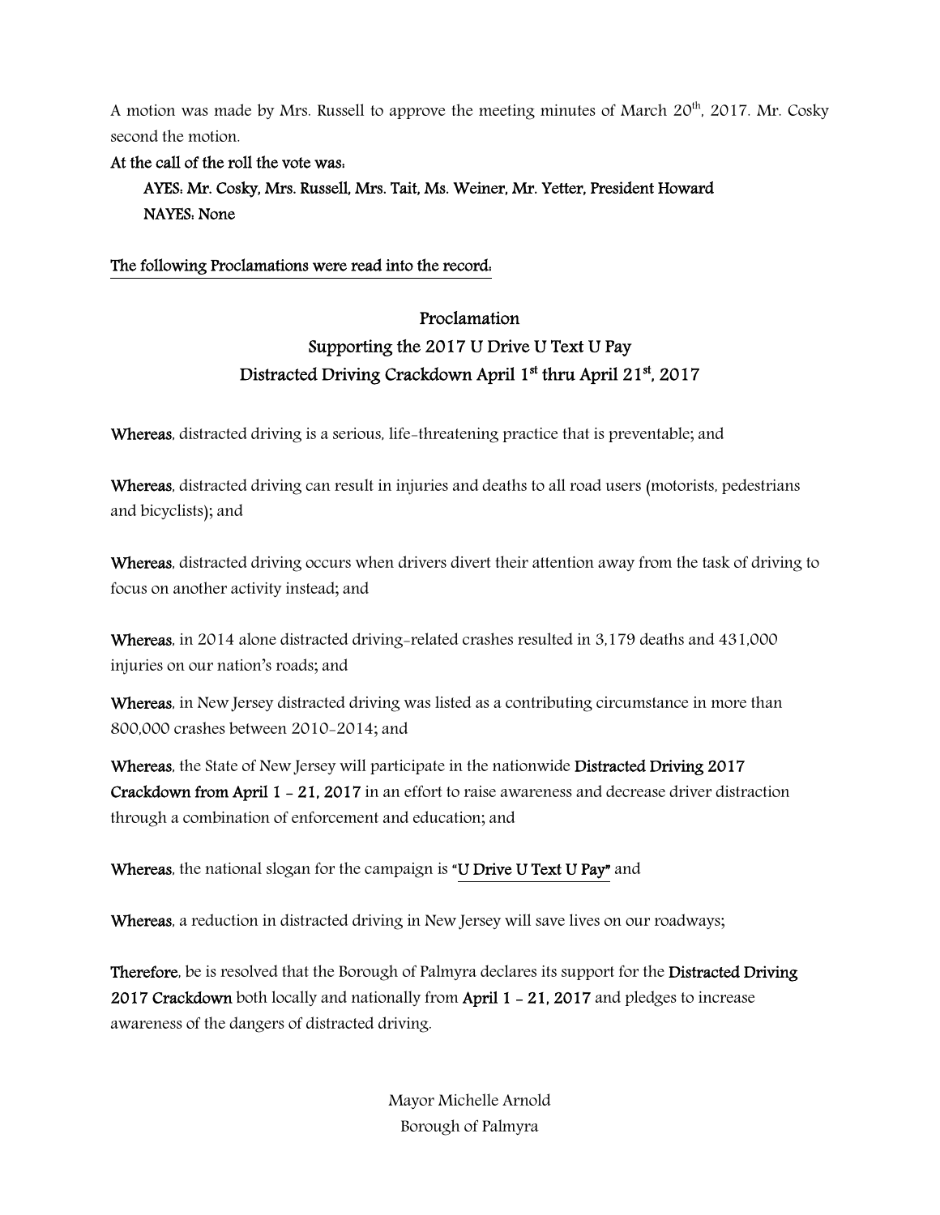A motion was made by Mrs. Russell to approve the meeting minutes of March 20th, 2017. Mr. Cosky second the motion.

**At the call of the roll the vote was:**

**AYES: Mr. Cosky, Mrs. Russell, Mrs. Tait, Ms. Weiner, Mr. Yetter, President Howard**
**NAYES: None**

<u>The following Proclamations were read into the record:</u>

## Proclamation
## Supporting the 2017 U Drive U Text U Pay
## Distracted Driving Crackdown April 1st thru April 21st, 2017

**Whereas**, distracted driving is a serious, life-threatening practice that is preventable; and

**Whereas**, distracted driving can result in injuries and deaths to all road users (motorists, pedestrians and bicyclists); and

**Whereas**, distracted driving occurs when drivers divert their attention away from the task of driving to focus on another activity instead; and

**Whereas**, in 2014 alone distracted driving-related crashes resulted in 3,179 deaths and 431,000 injuries on our nation's roads; and

**Whereas**, in New Jersey distracted driving was listed as a contributing circumstance in more than 800,000 crashes between 2010-2014; and

**Whereas**, the State of New Jersey will participate in the nationwide **Distracted Driving 2017 Crackdown from April 1 - 21, 2017** in an effort to raise awareness and decrease driver distraction through a combination of enforcement and education; and

**Whereas**, the national slogan for the campaign is **<u>"U Drive U Text U Pay"</u>** and

**Whereas**, a reduction in distracted driving in New Jersey will save lives on our roadways;

**Therefore**, be is resolved that the Borough of Palmyra declares its support for the **Distracted Driving 2017 Crackdown** both locally and nationally from **April 1 - 21, 2017** and pledges to increase awareness of the dangers of distracted driving.

Mayor Michelle Arnold
Borough of Palmyra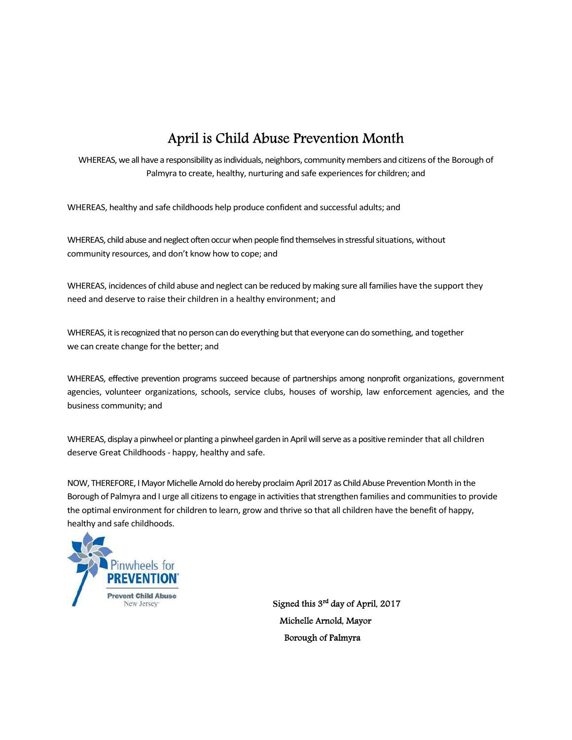# April is Child Abuse Prevention Month

WHEREAS, we all have a responsibility as individuals, neighbors, community members and citizens of the Borough of Palmyra to create, healthy, nurturing and safe experiences for children; and

WHEREAS, healthy and safe childhoods help produce confident and successful adults; and

WHEREAS, child abuse and neglect often occur when people find themselves in stressful situations, without community resources, and don't know how to cope; and

WHEREAS, incidences of child abuse and neglect can be reduced by making sure all families have the support they need and deserve to raise their children in a healthy environment; and

WHEREAS, it is recognized that no person can do everything but that everyone can do something, and together we can create change for the better; and

WHEREAS, effective prevention programs succeed because of partnerships among nonprofit organizations, government agencies, volunteer organizations, schools, service clubs, houses of worship, law enforcement agencies, and the business community; and

WHEREAS, display a pinwheel or planting a pinwheel garden in April will serve as a positive reminder that all children deserve Great Childhoods - happy, healthy and safe.

NOW, THEREFORE, I Mayor Michelle Arnold do hereby proclaim April 2017 as Child Abuse Prevention Month in the Borough of Palmyra and I urge all citizens to engage in activities that strengthen families and communities to provide the optimal environment for children to learn, grow and thrive so that all children have the benefit of happy, healthy and safe childhoods.

Pinwheels for PREVENTION®
Prevent Child Abuse
New Jersey

Signed this 3rd day of April, 2017
Michelle Arnold, Mayor
Borough of Palmyra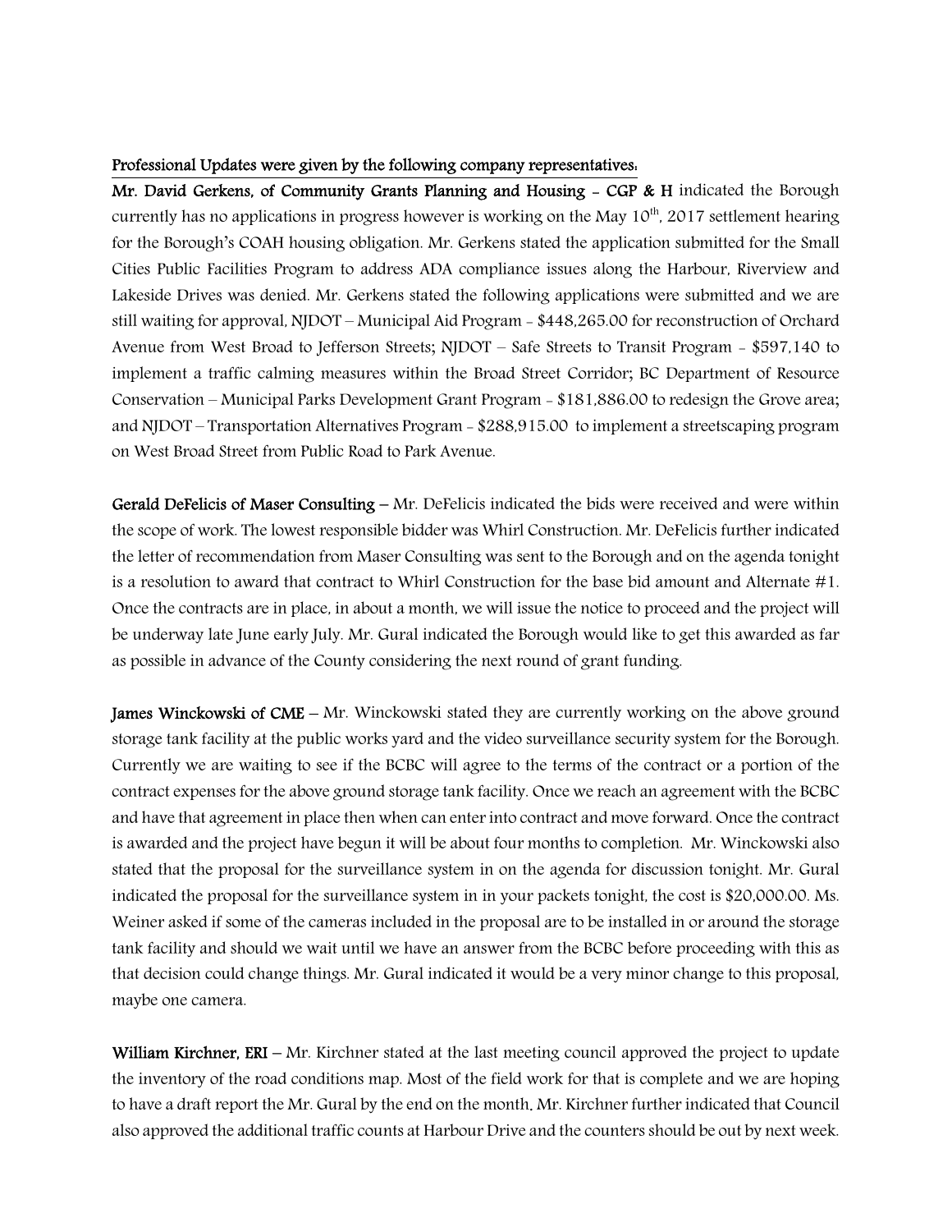**Professional Updates were given by the following company representatives:**

**Mr. David Gerkens, of Community Grants Planning and Housing - CGP & H** indicated the Borough currently has no applications in progress however is working on the May 10th, 2017 settlement hearing for the Borough's COAH housing obligation. Mr. Gerkens stated the application submitted for the Small Cities Public Facilities Program to address ADA compliance issues along the Harbour, Riverview and Lakeside Drives was denied. Mr. Gerkens stated the following applications were submitted and we are still waiting for approval, NJDOT – Municipal Aid Program - $448,265.00 for reconstruction of Orchard Avenue from West Broad to Jefferson Streets; NJDOT – Safe Streets to Transit Program - $597,140 to implement a traffic calming measures within the Broad Street Corridor; BC Department of Resource Conservation – Municipal Parks Development Grant Program - $181,886.00 to redesign the Grove area; and NJDOT – Transportation Alternatives Program - $288,915.00 to implement a streetscaping program on West Broad Street from Public Road to Park Avenue.

**Gerald DeFelicis of Maser Consulting** – Mr. DeFelicis indicated the bids were received and were within the scope of work. The lowest responsible bidder was Whirl Construction. Mr. DeFelicis further indicated the letter of recommendation from Maser Consulting was sent to the Borough and on the agenda tonight is a resolution to award that contract to Whirl Construction for the base bid amount and Alternate #1. Once the contracts are in place, in about a month, we will issue the notice to proceed and the project will be underway late June early July. Mr. Gural indicated the Borough would like to get this awarded as far as possible in advance of the County considering the next round of grant funding.

**James Winckowski of CME** – Mr. Winckowski stated they are currently working on the above ground storage tank facility at the public works yard and the video surveillance security system for the Borough. Currently we are waiting to see if the BCBC will agree to the terms of the contract or a portion of the contract expenses for the above ground storage tank facility. Once we reach an agreement with the BCBC and have that agreement in place then when can enter into contract and move forward. Once the contract is awarded and the project have begun it will be about four months to completion. Mr. Winckowski also stated that the proposal for the surveillance system in on the agenda for discussion tonight. Mr. Gural indicated the proposal for the surveillance system in in your packets tonight, the cost is $20,000.00. Ms. Weiner asked if some of the cameras included in the proposal are to be installed in or around the storage tank facility and should we wait until we have an answer from the BCBC before proceeding with this as that decision could change things. Mr. Gural indicated it would be a very minor change to this proposal, maybe one camera.

**William Kirchner, ERI** – Mr. Kirchner stated at the last meeting council approved the project to update the inventory of the road conditions map. Most of the field work for that is complete and we are hoping to have a draft report the Mr. Gural by the end on the month. Mr. Kirchner further indicated that Council also approved the additional traffic counts at Harbour Drive and the counters should be out by next week.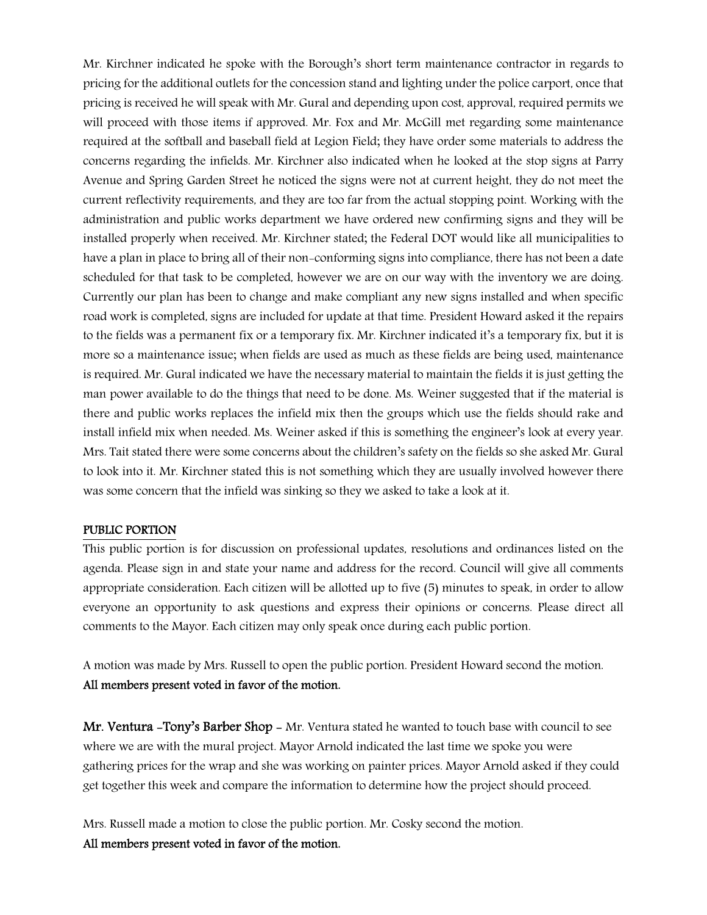Mr. Kirchner indicated he spoke with the Borough's short term maintenance contractor in regards to pricing for the additional outlets for the concession stand and lighting under the police carport, once that pricing is received he will speak with Mr. Gural and depending upon cost, approval, required permits we will proceed with those items if approved. Mr. Fox and Mr. McGill met regarding some maintenance required at the softball and baseball field at Legion Field; they have order some materials to address the concerns regarding the infields. Mr. Kirchner also indicated when he looked at the stop signs at Parry Avenue and Spring Garden Street he noticed the signs were not at current height, they do not meet the current reflectivity requirements, and they are too far from the actual stopping point. Working with the administration and public works department we have ordered new confirming signs and they will be installed properly when received. Mr. Kirchner stated; the Federal DOT would like all municipalities to have a plan in place to bring all of their non-conforming signs into compliance, there has not been a date scheduled for that task to be completed, however we are on our way with the inventory we are doing. Currently our plan has been to change and make compliant any new signs installed and when specific road work is completed, signs are included for update at that time. President Howard asked it the repairs to the fields was a permanent fix or a temporary fix. Mr. Kirchner indicated it's a temporary fix, but it is more so a maintenance issue; when fields are used as much as these fields are being used, maintenance is required. Mr. Gural indicated we have the necessary material to maintain the fields it is just getting the man power available to do the things that need to be done. Ms. Weiner suggested that if the material is there and public works replaces the infield mix then the groups which use the fields should rake and install infield mix when needed. Ms. Weiner asked if this is something the engineer's look at every year. Mrs. Tait stated there were some concerns about the children's safety on the fields so she asked Mr. Gural to look into it. Mr. Kirchner stated this is not something which they are usually involved however there was some concern that the infield was sinking so they we asked to take a look at it.

## PUBLIC PORTION

This public portion is for discussion on professional updates, resolutions and ordinances listed on the agenda. Please sign in and state your name and address for the record. Council will give all comments appropriate consideration. Each citizen will be allotted up to five (5) minutes to speak, in order to allow everyone an opportunity to ask questions and express their opinions or concerns. Please direct all comments to the Mayor. Each citizen may only speak once during each public portion.

A motion was made by Mrs. Russell to open the public portion. President Howard second the motion.
**All members present voted in favor of the motion.**

**Mr. Ventura -Tony's Barber Shop** – Mr. Ventura stated he wanted to touch base with council to see where we are with the mural project. Mayor Arnold indicated the last time we spoke you were gathering prices for the wrap and she was working on painter prices. Mayor Arnold asked if they could get together this week and compare the information to determine how the project should proceed.

Mrs. Russell made a motion to close the public portion. Mr. Cosky second the motion.
**All members present voted in favor of the motion.**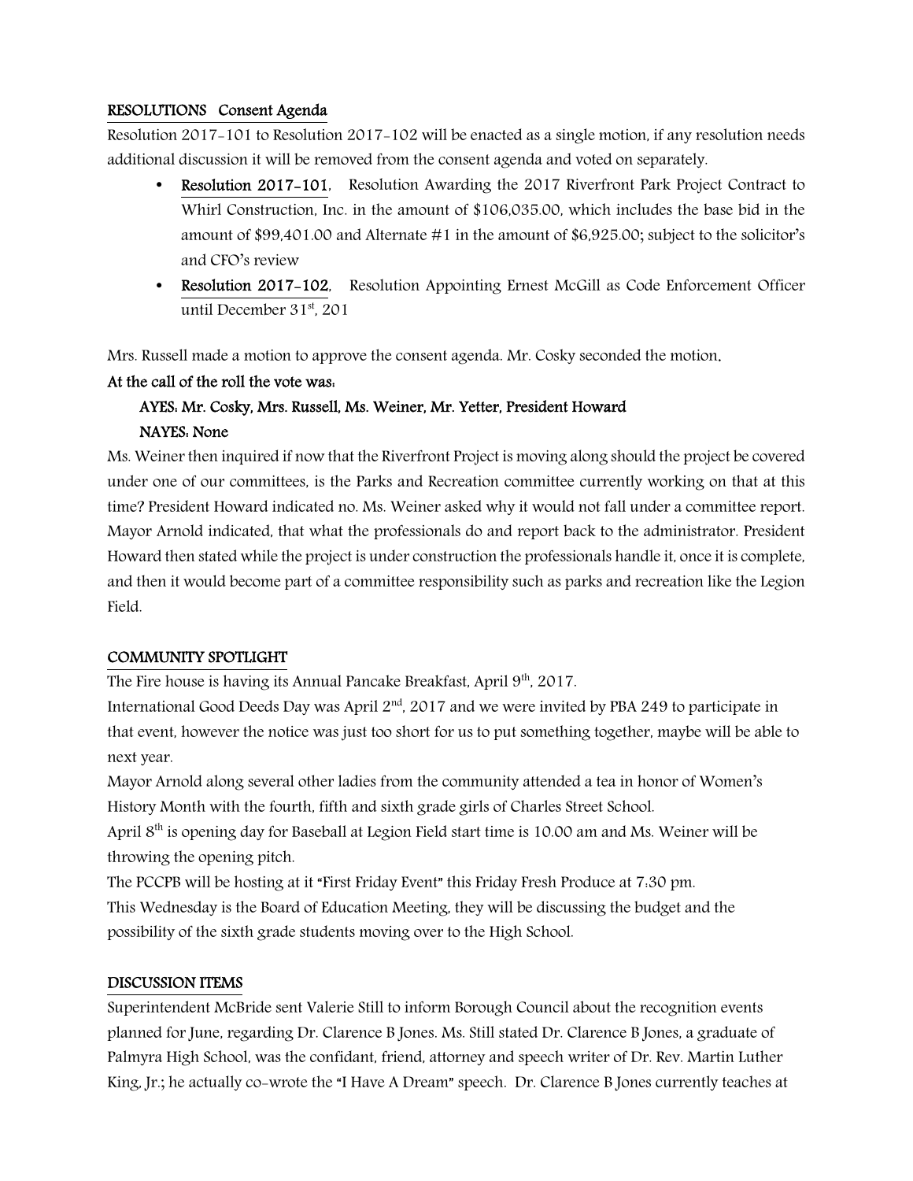**RESOLUTIONS Consent Agenda**

Resolution 2017-101 to Resolution 2017-102 will be enacted as a single motion, if any resolution needs additional discussion it will be removed from the consent agenda and voted on separately.

- **Resolution 2017-101**, Resolution Awarding the 2017 Riverfront Park Project Contract to Whirl Construction, Inc. in the amount of $106,035.00, which includes the base bid in the amount of $99,401.00 and Alternate #1 in the amount of $6,925.00; subject to the solicitor's and CFO's review
- **Resolution 2017-102**, Resolution Appointing Ernest McGill as Code Enforcement Officer until December 31st, 201

Mrs. Russell made a motion to approve the consent agenda. Mr. Cosky seconded the motion.

**At the call of the roll the vote was:**

**AYES: Mr. Cosky, Mrs. Russell, Ms. Weiner, Mr. Yetter, President Howard**

**NAYES: None**

Ms. Weiner then inquired if now that the Riverfront Project is moving along should the project be covered under one of our committees, is the Parks and Recreation committee currently working on that at this time? President Howard indicated no. Ms. Weiner asked why it would not fall under a committee report. Mayor Arnold indicated, that what the professionals do and report back to the administrator. President Howard then stated while the project is under construction the professionals handle it, once it is complete, and then it would become part of a committee responsibility such as parks and recreation like the Legion Field.

**COMMUNITY SPOTLIGHT**

The Fire house is having its Annual Pancake Breakfast, April 9th, 2017.

International Good Deeds Day was April 2nd, 2017 and we were invited by PBA 249 to participate in that event, however the notice was just too short for us to put something together, maybe will be able to next year.

Mayor Arnold along several other ladies from the community attended a tea in honor of Women's History Month with the fourth, fifth and sixth grade girls of Charles Street School.

April 8th is opening day for Baseball at Legion Field start time is 10.00 am and Ms. Weiner will be throwing the opening pitch.

The PCCPB will be hosting at it "First Friday Event" this Friday Fresh Produce at 7:30 pm.

This Wednesday is the Board of Education Meeting, they will be discussing the budget and the possibility of the sixth grade students moving over to the High School.

**DISCUSSION ITEMS**

Superintendent McBride sent Valerie Still to inform Borough Council about the recognition events planned for June, regarding Dr. Clarence B Jones. Ms. Still stated Dr. Clarence B Jones, a graduate of Palmyra High School, was the confidant, friend, attorney and speech writer of Dr. Rev. Martin Luther King, Jr.; he actually co-wrote the "I Have A Dream" speech. Dr. Clarence B Jones currently teaches at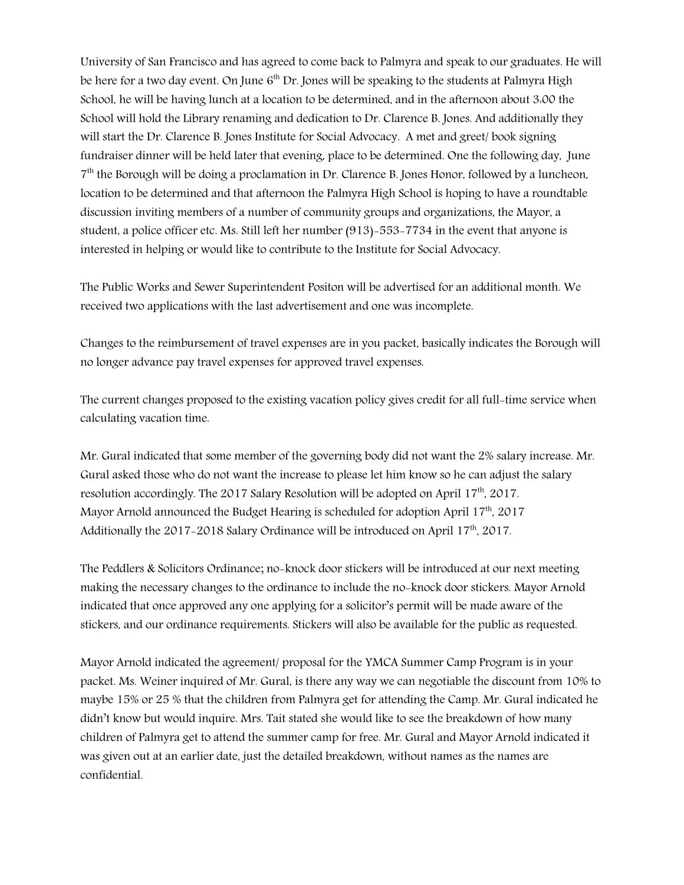University of San Francisco and has agreed to come back to Palmyra and speak to our graduates. He will be here for a two day event. On June 6th Dr. Jones will be speaking to the students at Palmyra High School, he will be having lunch at a location to be determined, and in the afternoon about 3:00 the School will hold the Library renaming and dedication to Dr. Clarence B. Jones. And additionally they will start the Dr. Clarence B. Jones Institute for Social Advocacy. A met and greet/ book signing fundraiser dinner will be held later that evening, place to be determined. One the following day, June 7th the Borough will be doing a proclamation in Dr. Clarence B. Jones Honor, followed by a luncheon, location to be determined and that afternoon the Palmyra High School is hoping to have a roundtable discussion inviting members of a number of community groups and organizations, the Mayor, a student, a police officer etc. Ms. Still left her number (913)-553-7734 in the event that anyone is interested in helping or would like to contribute to the Institute for Social Advocacy.

The Public Works and Sewer Superintendent Positon will be advertised for an additional month. We received two applications with the last advertisement and one was incomplete.

Changes to the reimbursement of travel expenses are in you packet, basically indicates the Borough will no longer advance pay travel expenses for approved travel expenses.

The current changes proposed to the existing vacation policy gives credit for all full-time service when calculating vacation time.

Mr. Gural indicated that some member of the governing body did not want the 2% salary increase. Mr. Gural asked those who do not want the increase to please let him know so he can adjust the salary resolution accordingly. The 2017 Salary Resolution will be adopted on April 17th, 2017.
Mayor Arnold announced the Budget Hearing is scheduled for adoption April 17th, 2017
Additionally the 2017-2018 Salary Ordinance will be introduced on April 17th, 2017.

The Peddlers & Solicitors Ordinance; no-knock door stickers will be introduced at our next meeting making the necessary changes to the ordinance to include the no-knock door stickers. Mayor Arnold indicated that once approved any one applying for a solicitor's permit will be made aware of the stickers, and our ordinance requirements. Stickers will also be available for the public as requested.

Mayor Arnold indicated the agreement/ proposal for the YMCA Summer Camp Program is in your packet. Ms. Weiner inquired of Mr. Gural, is there any way we can negotiable the discount from 10% to maybe 15% or 25 % that the children from Palmyra get for attending the Camp. Mr. Gural indicated he didn't know but would inquire. Mrs. Tait stated she would like to see the breakdown of how many children of Palmyra get to attend the summer camp for free. Mr. Gural and Mayor Arnold indicated it was given out at an earlier date, just the detailed breakdown, without names as the names are confidential.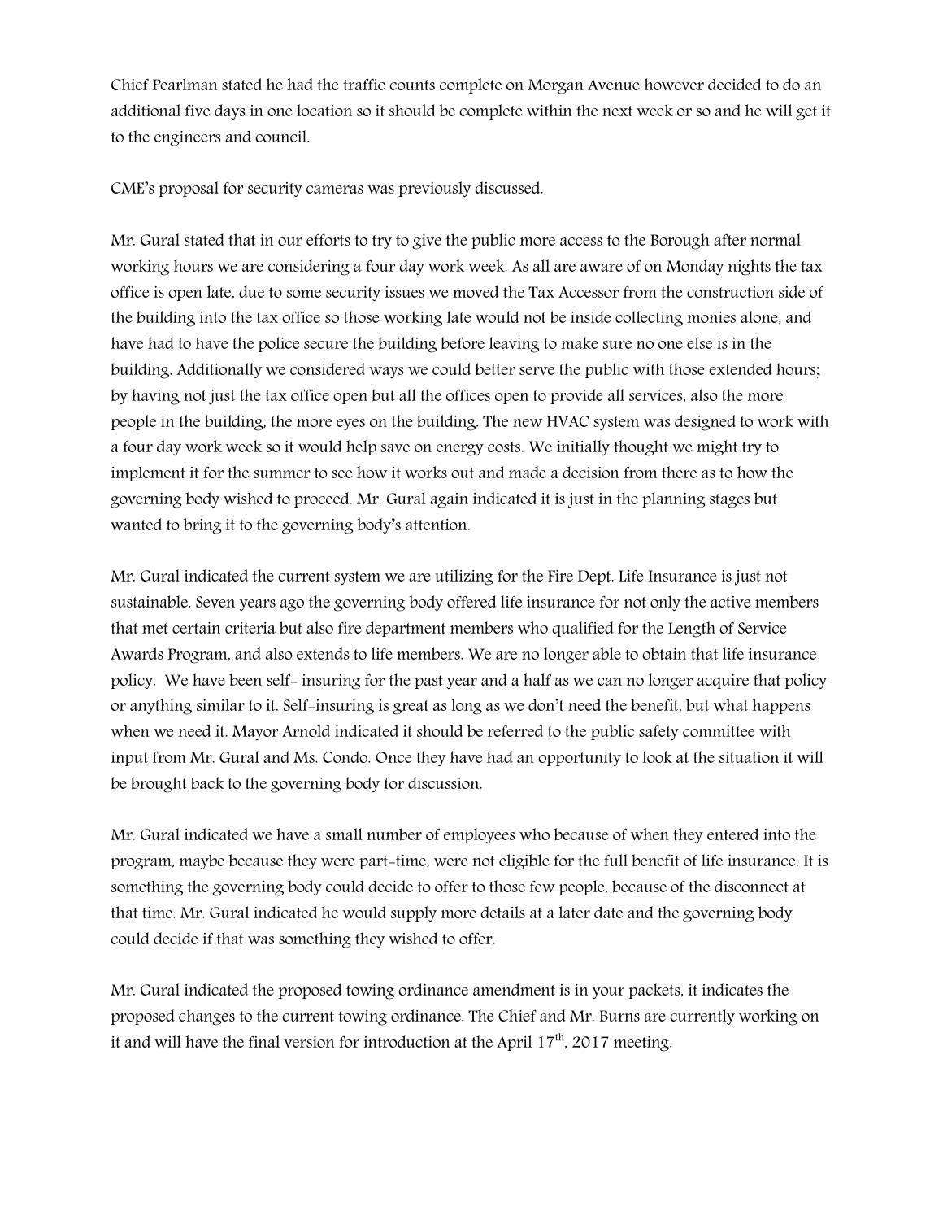Chief Pearlman stated he had the traffic counts complete on Morgan Avenue however decided to do an additional five days in one location so it should be complete within the next week or so and he will get it to the engineers and council.

CME's proposal for security cameras was previously discussed.

Mr. Gural stated that in our efforts to try to give the public more access to the Borough after normal working hours we are considering a four day work week. As all are aware of on Monday nights the tax office is open late, due to some security issues we moved the Tax Accessor from the construction side of the building into the tax office so those working late would not be inside collecting monies alone, and have had to have the police secure the building before leaving to make sure no one else is in the building. Additionally we considered ways we could better serve the public with those extended hours; by having not just the tax office open but all the offices open to provide all services, also the more people in the building, the more eyes on the building. The new HVAC system was designed to work with a four day work week so it would help save on energy costs. We initially thought we might try to implement it for the summer to see how it works out and made a decision from there as to how the governing body wished to proceed. Mr. Gural again indicated it is just in the planning stages but wanted to bring it to the governing body's attention.

Mr. Gural indicated the current system we are utilizing for the Fire Dept. Life Insurance is just not sustainable. Seven years ago the governing body offered life insurance for not only the active members that met certain criteria but also fire department members who qualified for the Length of Service Awards Program, and also extends to life members. We are no longer able to obtain that life insurance policy. We have been self- insuring for the past year and a half as we can no longer acquire that policy or anything similar to it. Self-insuring is great as long as we don't need the benefit, but what happens when we need it. Mayor Arnold indicated it should be referred to the public safety committee with input from Mr. Gural and Ms. Condo. Once they have had an opportunity to look at the situation it will be brought back to the governing body for discussion.

Mr. Gural indicated we have a small number of employees who because of when they entered into the program, maybe because they were part-time, were not eligible for the full benefit of life insurance. It is something the governing body could decide to offer to those few people, because of the disconnect at that time. Mr. Gural indicated he would supply more details at a later date and the governing body could decide if that was something they wished to offer.

Mr. Gural indicated the proposed towing ordinance amendment is in your packets, it indicates the proposed changes to the current towing ordinance. The Chief and Mr. Burns are currently working on it and will have the final version for introduction at the April 17th, 2017 meeting.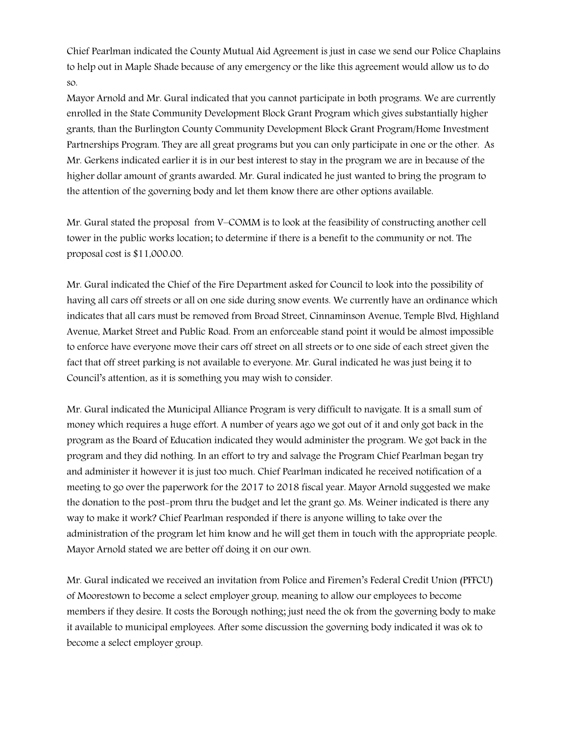Chief Pearlman indicated the County Mutual Aid Agreement is just in case we send our Police Chaplains to help out in Maple Shade because of any emergency or the like this agreement would allow us to do so.

Mayor Arnold and Mr. Gural indicated that you cannot participate in both programs. We are currently enrolled in the State Community Development Block Grant Program which gives substantially higher grants, than the Burlington County Community Development Block Grant Program/Home Investment Partnerships Program. They are all great programs but you can only participate in one or the other. As Mr. Gerkens indicated earlier it is in our best interest to stay in the program we are in because of the higher dollar amount of grants awarded. Mr. Gural indicated he just wanted to bring the program to the attention of the governing body and let them know there are other options available.

Mr. Gural stated the proposal from V–COMM is to look at the feasibility of constructing another cell tower in the public works location; to determine if there is a benefit to the community or not. The proposal cost is $11,000.00.

Mr. Gural indicated the Chief of the Fire Department asked for Council to look into the possibility of having all cars off streets or all on one side during snow events. We currently have an ordinance which indicates that all cars must be removed from Broad Street, Cinnaminson Avenue, Temple Blvd, Highland Avenue, Market Street and Public Road. From an enforceable stand point it would be almost impossible to enforce have everyone move their cars off street on all streets or to one side of each street given the fact that off street parking is not available to everyone. Mr. Gural indicated he was just being it to Council's attention, as it is something you may wish to consider.

Mr. Gural indicated the Municipal Alliance Program is very difficult to navigate. It is a small sum of money which requires a huge effort. A number of years ago we got out of it and only got back in the program as the Board of Education indicated they would administer the program. We got back in the program and they did nothing. In an effort to try and salvage the Program Chief Pearlman began try and administer it however it is just too much. Chief Pearlman indicated he received notification of a meeting to go over the paperwork for the 2017 to 2018 fiscal year. Mayor Arnold suggested we make the donation to the post-prom thru the budget and let the grant go. Ms. Weiner indicated is there any way to make it work? Chief Pearlman responded if there is anyone willing to take over the administration of the program let him know and he will get them in touch with the appropriate people. Mayor Arnold stated we are better off doing it on our own.

Mr. Gural indicated we received an invitation from Police and Firemen's Federal Credit Union (PFFCU) of Moorestown to become a select employer group, meaning to allow our employees to become members if they desire. It costs the Borough nothing; just need the ok from the governing body to make it available to municipal employees. After some discussion the governing body indicated it was ok to become a select employer group.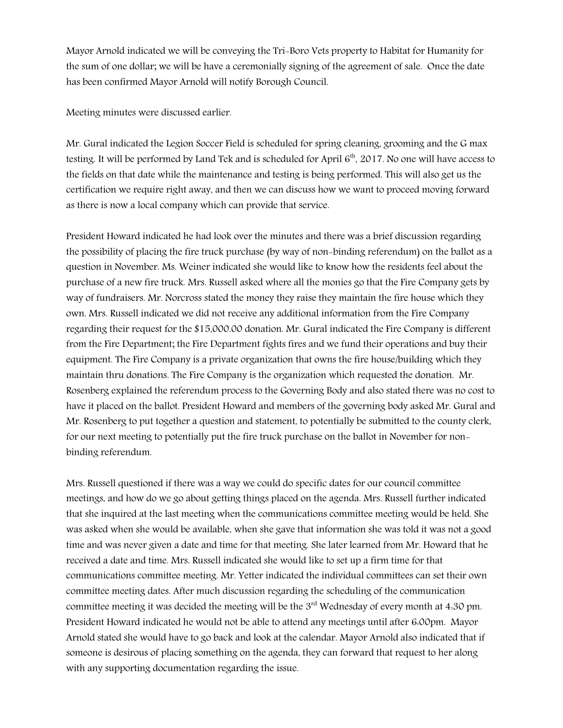Mayor Arnold indicated we will be conveying the Tri-Boro Vets property to Habitat for Humanity for the sum of one dollar; we will be have a ceremonially signing of the agreement of sale. Once the date has been confirmed Mayor Arnold will notify Borough Council.

Meeting minutes were discussed earlier.

Mr. Gural indicated the Legion Soccer Field is scheduled for spring cleaning, grooming and the G max testing. It will be performed by Land Tek and is scheduled for April 6th, 2017. No one will have access to the fields on that date while the maintenance and testing is being performed. This will also get us the certification we require right away, and then we can discuss how we want to proceed moving forward as there is now a local company which can provide that service.

President Howard indicated he had look over the minutes and there was a brief discussion regarding the possibility of placing the fire truck purchase (by way of non-binding referendum) on the ballot as a question in November. Ms. Weiner indicated she would like to know how the residents feel about the purchase of a new fire truck. Mrs. Russell asked where all the monies go that the Fire Company gets by way of fundraisers. Mr. Norcross stated the money they raise they maintain the fire house which they own. Mrs. Russell indicated we did not receive any additional information from the Fire Company regarding their request for the $15,000.00 donation. Mr. Gural indicated the Fire Company is different from the Fire Department; the Fire Department fights fires and we fund their operations and buy their equipment. The Fire Company is a private organization that owns the fire house/building which they maintain thru donations. The Fire Company is the organization which requested the donation. Mr. Rosenberg explained the referendum process to the Governing Body and also stated there was no cost to have it placed on the ballot. President Howard and members of the governing body asked Mr. Gural and Mr. Rosenberg to put together a question and statement, to potentially be submitted to the county clerk, for our next meeting to potentially put the fire truck purchase on the ballot in November for non-binding referendum.

Mrs. Russell questioned if there was a way we could do specific dates for our council committee meetings, and how do we go about getting things placed on the agenda. Mrs. Russell further indicated that she inquired at the last meeting when the communications committee meeting would be held. She was asked when she would be available, when she gave that information she was told it was not a good time and was never given a date and time for that meeting. She later learned from Mr. Howard that he received a date and time. Mrs. Russell indicated she would like to set up a firm time for that communications committee meeting. Mr. Yetter indicated the individual committees can set their own committee meeting dates. After much discussion regarding the scheduling of the communication committee meeting it was decided the meeting will be the 3rd Wednesday of every month at 4:30 pm. President Howard indicated he would not be able to attend any meetings until after 6:00pm. Mayor Arnold stated she would have to go back and look at the calendar. Mayor Arnold also indicated that if someone is desirous of placing something on the agenda, they can forward that request to her along with any supporting documentation regarding the issue.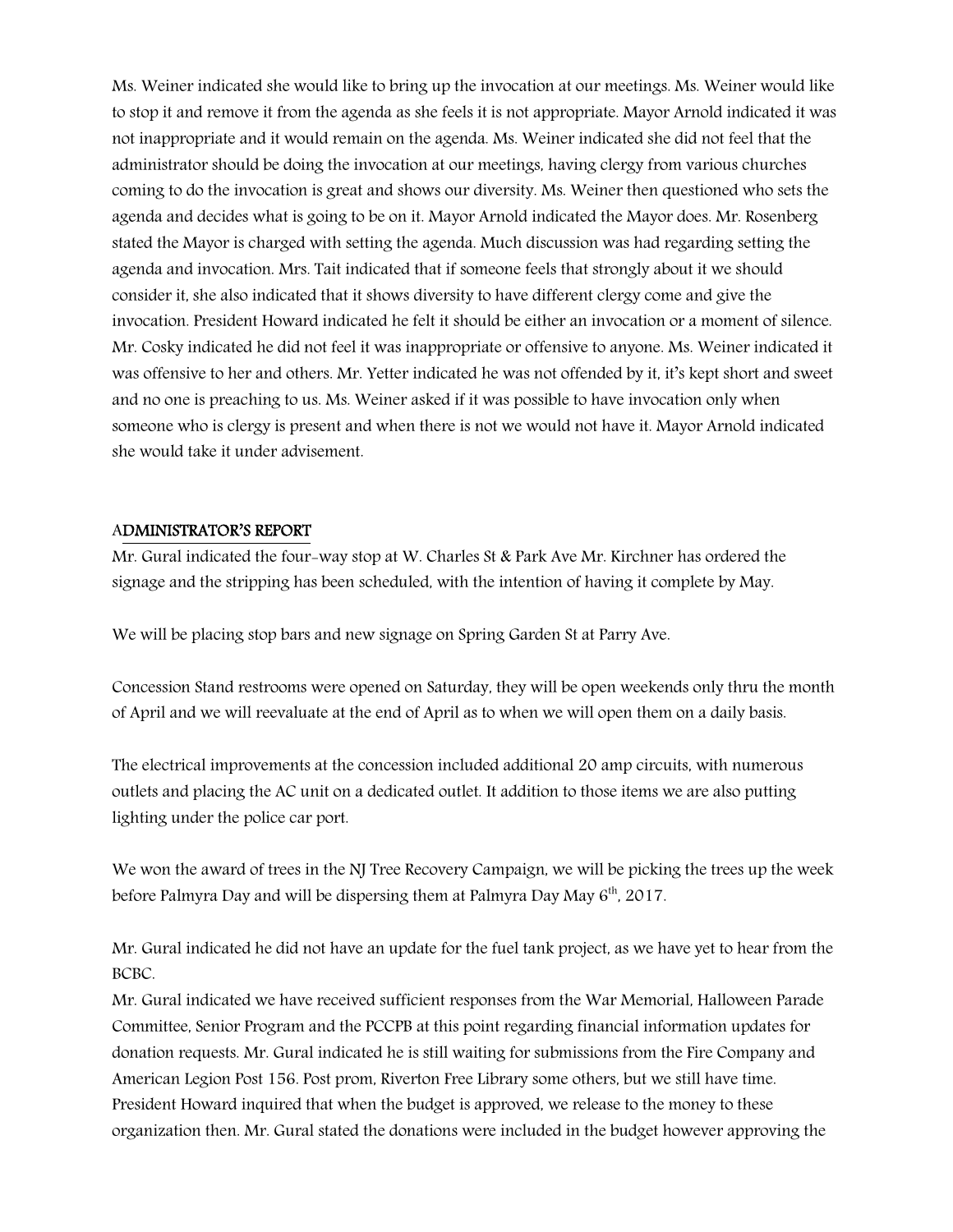Ms. Weiner indicated she would like to bring up the invocation at our meetings. Ms. Weiner would like to stop it and remove it from the agenda as she feels it is not appropriate. Mayor Arnold indicated it was not inappropriate and it would remain on the agenda. Ms. Weiner indicated she did not feel that the administrator should be doing the invocation at our meetings, having clergy from various churches coming to do the invocation is great and shows our diversity. Ms. Weiner then questioned who sets the agenda and decides what is going to be on it. Mayor Arnold indicated the Mayor does. Mr. Rosenberg stated the Mayor is charged with setting the agenda. Much discussion was had regarding setting the agenda and invocation. Mrs. Tait indicated that if someone feels that strongly about it we should consider it, she also indicated that it shows diversity to have different clergy come and give the invocation. President Howard indicated he felt it should be either an invocation or a moment of silence. Mr. Cosky indicated he did not feel it was inappropriate or offensive to anyone. Ms. Weiner indicated it was offensive to her and others. Mr. Yetter indicated he was not offended by it, it's kept short and sweet and no one is preaching to us. Ms. Weiner asked if it was possible to have invocation only when someone who is clergy is present and when there is not we would not have it. Mayor Arnold indicated she would take it under advisement.

## ADMINISTRATOR'S REPORT

Mr. Gural indicated the four-way stop at W. Charles St & Park Ave Mr. Kirchner has ordered the signage and the stripping has been scheduled, with the intention of having it complete by May.

We will be placing stop bars and new signage on Spring Garden St at Parry Ave.

Concession Stand restrooms were opened on Saturday, they will be open weekends only thru the month of April and we will reevaluate at the end of April as to when we will open them on a daily basis.

The electrical improvements at the concession included additional 20 amp circuits, with numerous outlets and placing the AC unit on a dedicated outlet. It addition to those items we are also putting lighting under the police car port.

We won the award of trees in the NJ Tree Recovery Campaign, we will be picking the trees up the week before Palmyra Day and will be dispersing them at Palmyra Day May 6th, 2017.

Mr. Gural indicated he did not have an update for the fuel tank project, as we have yet to hear from the BCBC.

Mr. Gural indicated we have received sufficient responses from the War Memorial, Halloween Parade Committee, Senior Program and the PCCPB at this point regarding financial information updates for donation requests. Mr. Gural indicated he is still waiting for submissions from the Fire Company and American Legion Post 156. Post prom, Riverton Free Library some others, but we still have time. President Howard inquired that when the budget is approved, we release to the money to these organization then. Mr. Gural stated the donations were included in the budget however approving the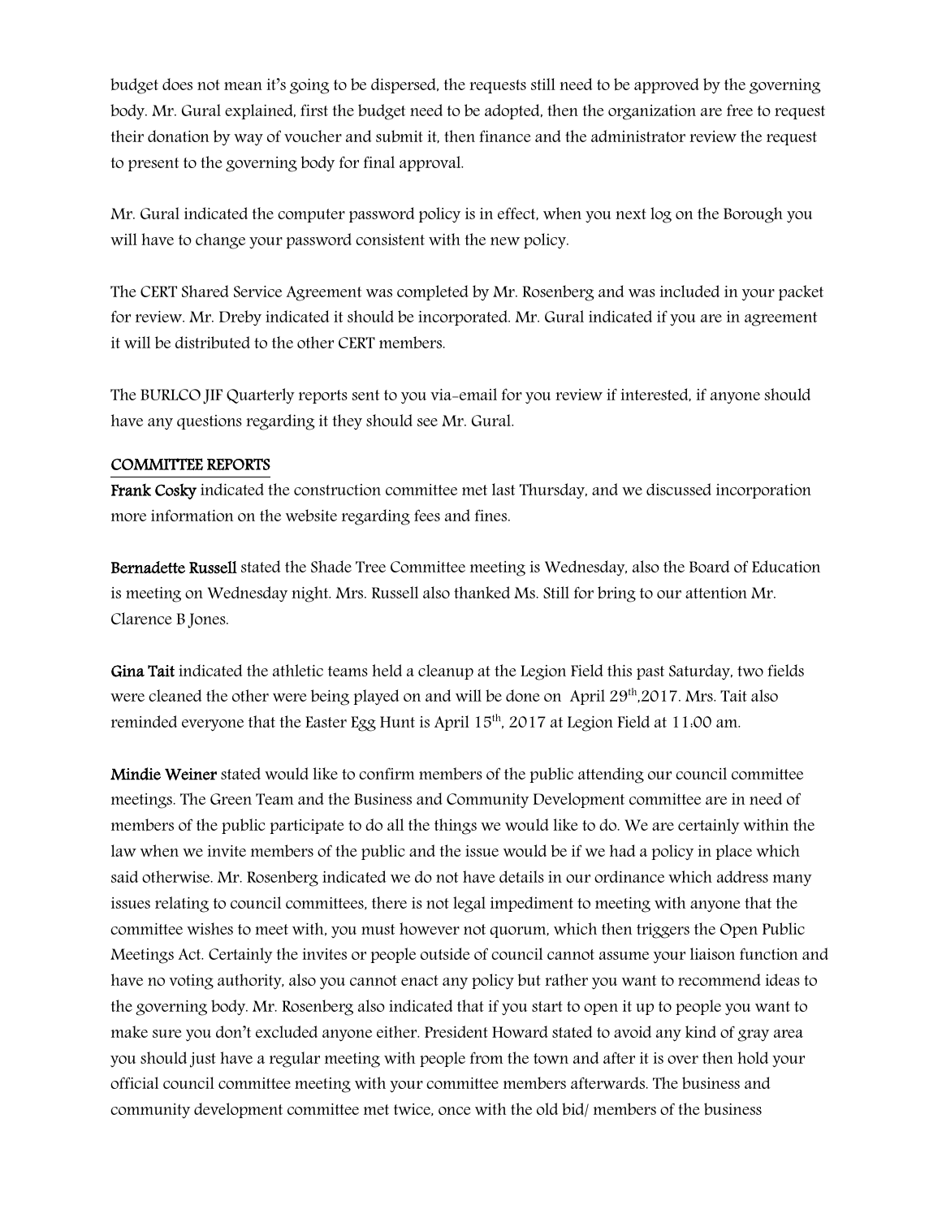budget does not mean it's going to be dispersed, the requests still need to be approved by the governing body. Mr. Gural explained, first the budget need to be adopted, then the organization are free to request their donation by way of voucher and submit it, then finance and the administrator review the request to present to the governing body for final approval.

Mr. Gural indicated the computer password policy is in effect, when you next log on the Borough you will have to change your password consistent with the new policy.

The CERT Shared Service Agreement was completed by Mr. Rosenberg and was included in your packet for review. Mr. Dreby indicated it should be incorporated. Mr. Gural indicated if you are in agreement it will be distributed to the other CERT members.

The BURLCO JIF Quarterly reports sent to you via-email for you review if interested, if anyone should have any questions regarding it they should see Mr. Gural.

## COMMITTEE REPORTS

**Frank Cosky** indicated the construction committee met last Thursday, and we discussed incorporation more information on the website regarding fees and fines.

**Bernadette Russell** stated the Shade Tree Committee meeting is Wednesday, also the Board of Education is meeting on Wednesday night. Mrs. Russell also thanked Ms. Still for bring to our attention Mr. Clarence B Jones.

**Gina Tait** indicated the athletic teams held a cleanup at the Legion Field this past Saturday, two fields were cleaned the other were being played on and will be done on April 29th,2017. Mrs. Tait also reminded everyone that the Easter Egg Hunt is April 15th, 2017 at Legion Field at 11:00 am.

**Mindie Weiner** stated would like to confirm members of the public attending our council committee meetings. The Green Team and the Business and Community Development committee are in need of members of the public participate to do all the things we would like to do. We are certainly within the law when we invite members of the public and the issue would be if we had a policy in place which said otherwise. Mr. Rosenberg indicated we do not have details in our ordinance which address many issues relating to council committees, there is not legal impediment to meeting with anyone that the committee wishes to meet with, you must however not quorum, which then triggers the Open Public Meetings Act. Certainly the invites or people outside of council cannot assume your liaison function and have no voting authority, also you cannot enact any policy but rather you want to recommend ideas to the governing body. Mr. Rosenberg also indicated that if you start to open it up to people you want to make sure you don't excluded anyone either. President Howard stated to avoid any kind of gray area you should just have a regular meeting with people from the town and after it is over then hold your official council committee meeting with your committee members afterwards. The business and community development committee met twice, once with the old bid/ members of the business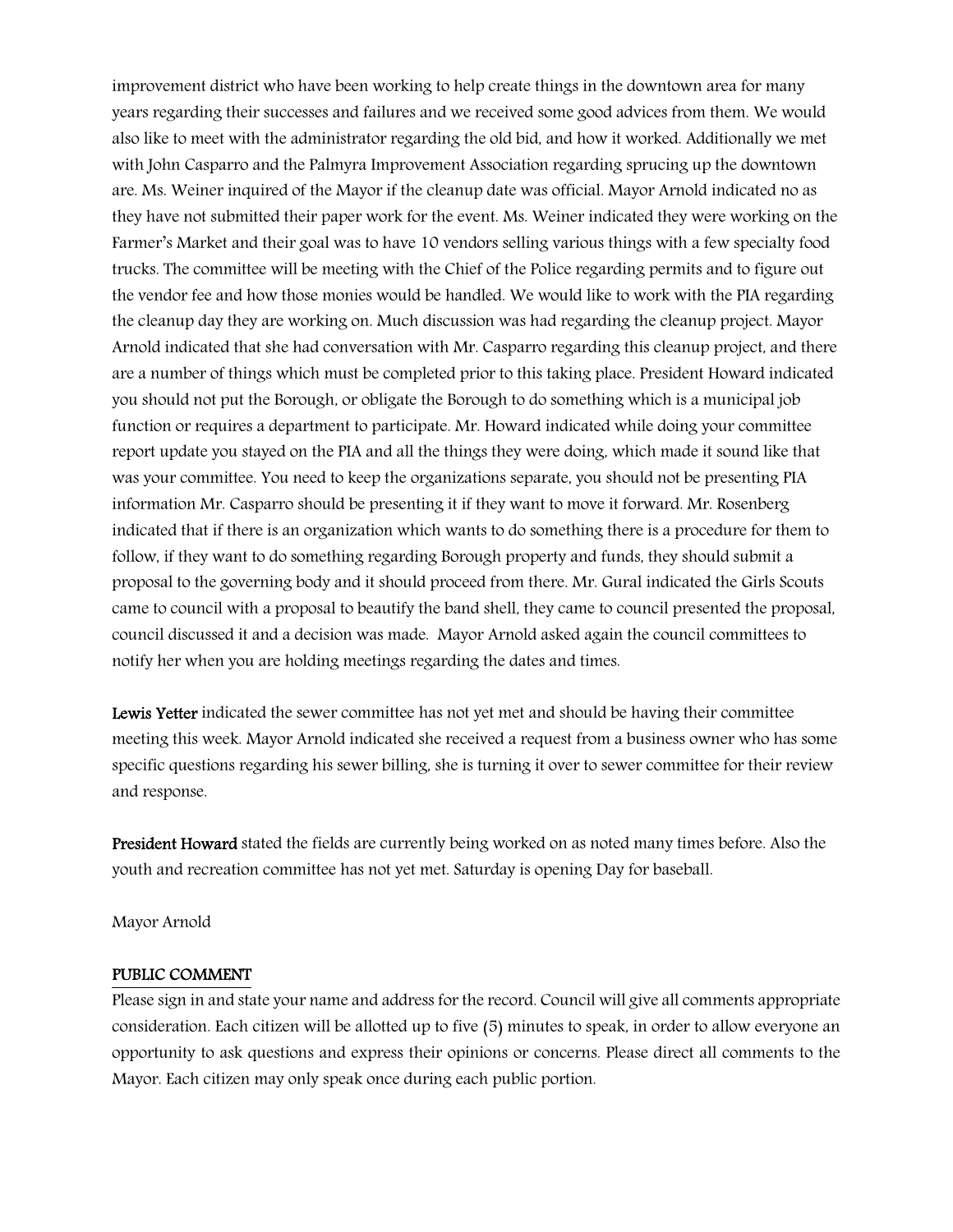improvement district who have been working to help create things in the downtown area for many years regarding their successes and failures and we received some good advices from them. We would also like to meet with the administrator regarding the old bid, and how it worked. Additionally we met with John Casparro and the Palmyra Improvement Association regarding sprucing up the downtown are. Ms. Weiner inquired of the Mayor if the cleanup date was official. Mayor Arnold indicated no as they have not submitted their paper work for the event. Ms. Weiner indicated they were working on the Farmer's Market and their goal was to have 10 vendors selling various things with a few specialty food trucks. The committee will be meeting with the Chief of the Police regarding permits and to figure out the vendor fee and how those monies would be handled. We would like to work with the PIA regarding the cleanup day they are working on. Much discussion was had regarding the cleanup project. Mayor Arnold indicated that she had conversation with Mr. Casparro regarding this cleanup project, and there are a number of things which must be completed prior to this taking place. President Howard indicated you should not put the Borough, or obligate the Borough to do something which is a municipal job function or requires a department to participate. Mr. Howard indicated while doing your committee report update you stayed on the PIA and all the things they were doing, which made it sound like that was your committee. You need to keep the organizations separate, you should not be presenting PIA information Mr. Casparro should be presenting it if they want to move it forward. Mr. Rosenberg indicated that if there is an organization which wants to do something there is a procedure for them to follow, if they want to do something regarding Borough property and funds, they should submit a proposal to the governing body and it should proceed from there. Mr. Gural indicated the Girls Scouts came to council with a proposal to beautify the band shell, they came to council presented the proposal, council discussed it and a decision was made. Mayor Arnold asked again the council committees to notify her when you are holding meetings regarding the dates and times.

**Lewis Yetter** indicated the sewer committee has not yet met and should be having their committee meeting this week. Mayor Arnold indicated she received a request from a business owner who has some specific questions regarding his sewer billing, she is turning it over to sewer committee for their review and response.

**President Howard** stated the fields are currently being worked on as noted many times before. Also the youth and recreation committee has not yet met. Saturday is opening Day for baseball.

Mayor Arnold

## PUBLIC COMMENT

Please sign in and state your name and address for the record. Council will give all comments appropriate consideration. Each citizen will be allotted up to five (5) minutes to speak, in order to allow everyone an opportunity to ask questions and express their opinions or concerns. Please direct all comments to the Mayor. Each citizen may only speak once during each public portion.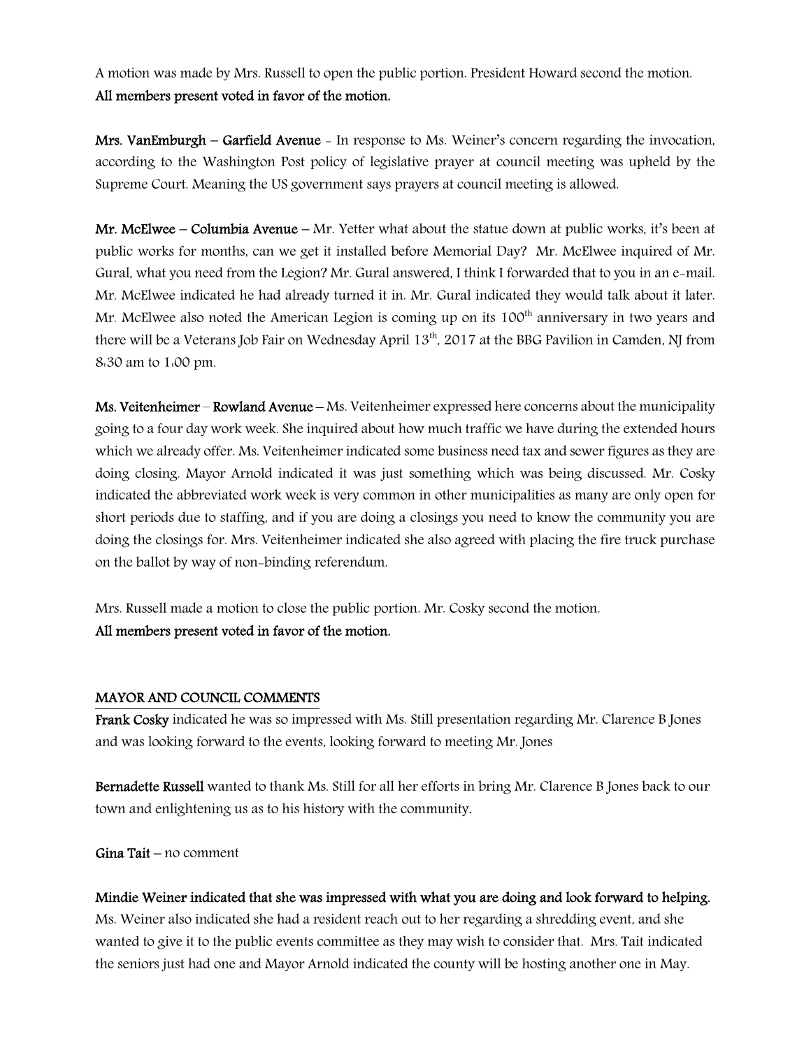A motion was made by Mrs. Russell to open the public portion. President Howard second the motion.
**All members present voted in favor of the motion.**

**Mrs. VanEmburgh – Garfield Avenue** - In response to Ms. Weiner's concern regarding the invocation, according to the Washington Post policy of legislative prayer at council meeting was upheld by the Supreme Court. Meaning the US government says prayers at council meeting is allowed.

**Mr. McElwee – Columbia Avenue** – Mr. Yetter what about the statue down at public works, it's been at public works for months, can we get it installed before Memorial Day? Mr. McElwee inquired of Mr. Gural, what you need from the Legion? Mr. Gural answered, I think I forwarded that to you in an e-mail. Mr. McElwee indicated he had already turned it in. Mr. Gural indicated they would talk about it later. Mr. McElwee also noted the American Legion is coming up on its 100th anniversary in two years and there will be a Veterans Job Fair on Wednesday April 13th, 2017 at the BBG Pavilion in Camden, NJ from 8:30 am to 1:00 pm.

**Ms. Veitenheimer – Rowland Avenue** – Ms. Veitenheimer expressed here concerns about the municipality going to a four day work week. She inquired about how much traffic we have during the extended hours which we already offer. Ms. Veitenheimer indicated some business need tax and sewer figures as they are doing closing. Mayor Arnold indicated it was just something which was being discussed. Mr. Cosky indicated the abbreviated work week is very common in other municipalities as many are only open for short periods due to staffing, and if you are doing a closings you need to know the community you are doing the closings for. Mrs. Veitenheimer indicated she also agreed with placing the fire truck purchase on the ballot by way of non-binding referendum.

Mrs. Russell made a motion to close the public portion. Mr. Cosky second the motion.
**All members present voted in favor of the motion.**

## MAYOR AND COUNCIL COMMENTS

**Frank Cosky** indicated he was so impressed with Ms. Still presentation regarding Mr. Clarence B Jones and was looking forward to the events, looking forward to meeting Mr. Jones

**Bernadette Russell** wanted to thank Ms. Still for all her efforts in bring Mr. Clarence B Jones back to our town and enlightening us as to his history with the community.

**Gina Tait** – no comment

**Mindie Weiner indicated that she was impressed with what you are doing and look forward to helping.** Ms. Weiner also indicated she had a resident reach out to her regarding a shredding event, and she wanted to give it to the public events committee as they may wish to consider that. Mrs. Tait indicated the seniors just had one and Mayor Arnold indicated the county will be hosting another one in May.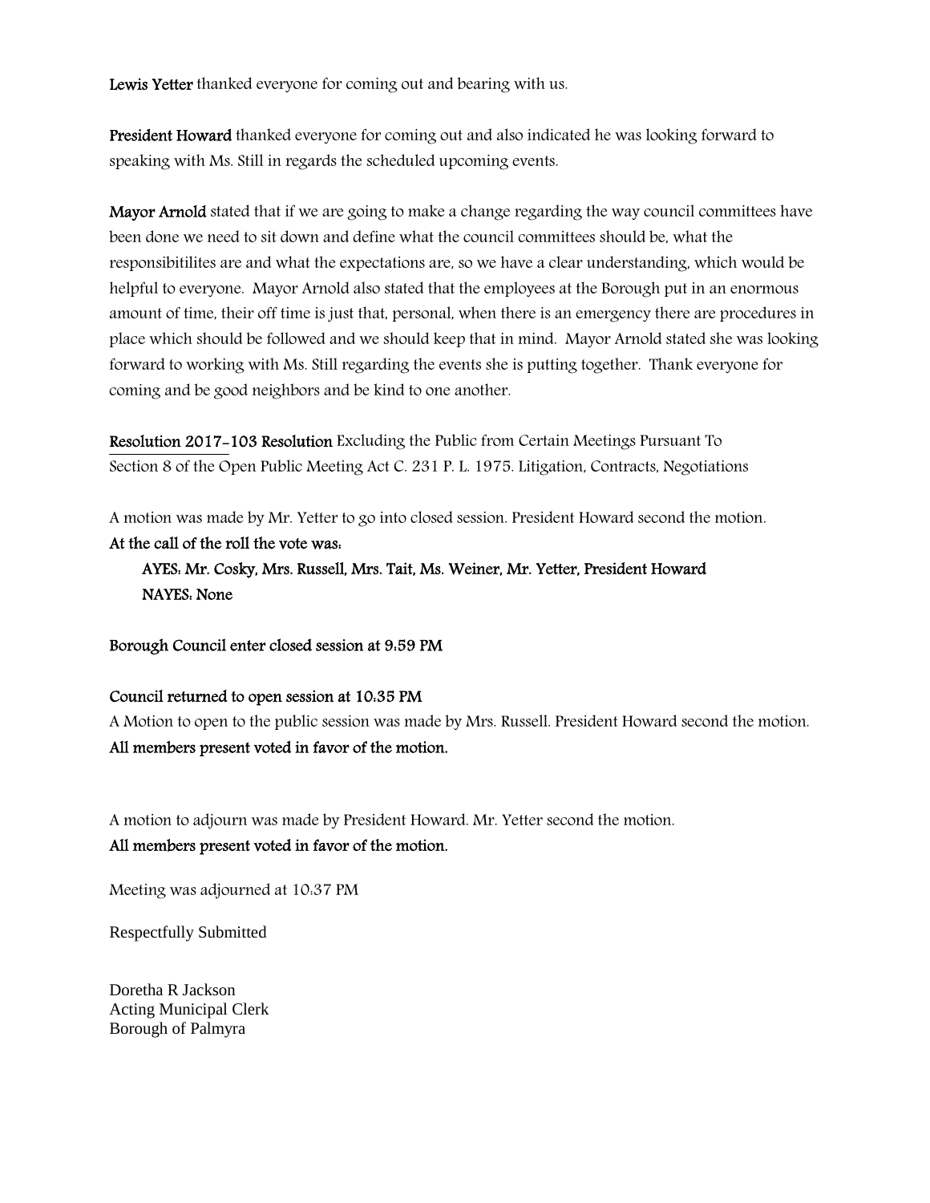**Lewis Yetter** thanked everyone for coming out and bearing with us.

**President Howard** thanked everyone for coming out and also indicated he was looking forward to speaking with Ms. Still in regards the scheduled upcoming events.

**Mayor Arnold** stated that if we are going to make a change regarding the way council committees have been done we need to sit down and define what the council committees should be, what the responsibitilites are and what the expectations are, so we have a clear understanding, which would be helpful to everyone. Mayor Arnold also stated that the employees at the Borough put in an enormous amount of time, their off time is just that, personal, when there is an emergency there are procedures in place which should be followed and we should keep that in mind. Mayor Arnold stated she was looking forward to working with Ms. Still regarding the events she is putting together. Thank everyone for coming and be good neighbors and be kind to one another.

**Resolution 2017-103 Resolution** Excluding the Public from Certain Meetings Pursuant To Section 8 of the Open Public Meeting Act C. 231 P. L. 1975. Litigation, Contracts, Negotiations

A motion was made by Mr. Yetter to go into closed session. President Howard second the motion.
**At the call of the roll the vote was:**

**AYES: Mr. Cosky, Mrs. Russell, Mrs. Tait, Ms. Weiner, Mr. Yetter, President Howard**
**NAYES: None**

**Borough Council enter closed session at 9:59 PM**

**Council returned to open session at 10:35 PM**
A Motion to open to the public session was made by Mrs. Russell. President Howard second the motion.
**All members present voted in favor of the motion.**

A motion to adjourn was made by President Howard. Mr. Yetter second the motion.
**All members present voted in favor of the motion.**

Meeting was adjourned at 10:37 PM

Respectfully Submitted

Doretha R Jackson
Acting Municipal Clerk
Borough of Palmyra